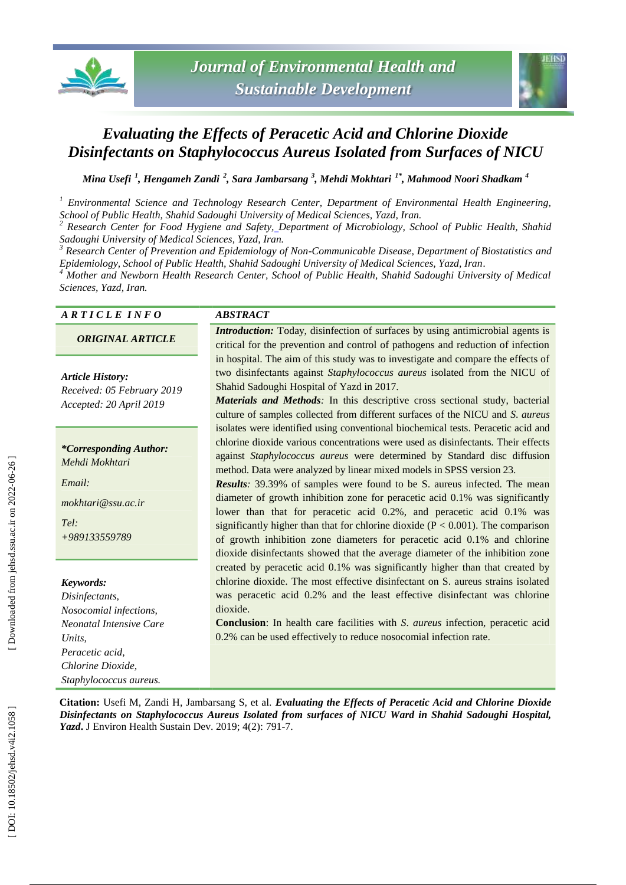# Evaluating the Effects of Peracetic Acid and Chlorine Dioxide Disinfectants on Staphylococcus Aureus Isolated from Surfaces of NICU

*Mina Usefi [1], Hengameh Zandi [2], Sara Jambarsang [3], Mehdi Mokhtari [1*], Mahmood Noori Shadkam [4]*

[1] *Environmental Science and Technology Research Center, Department of Environmental Health Engineering, School of Public Health, Shahid Sadoughi University of Medical Sciences, Yazd, Iran.*

[2] *Research Center for Food Hygiene and Safety, Department of Microbiology, School of Public Health, Shahid Sadoughi University of Medical Sciences, Yazd, Iran.*

[3] *Research Center of Prevention and Epidemiology of Non-Communicable Disease, Department of Biostatistics and Epidemiology, School of Public Health, Shahid Sadoughi University of Medical Sciences, Yazd, Iran.*

[4] *Mother and Newborn Health Research Center, School of Public Health, Shahid Sadoughi University of Medical Sciences, Yazd, Iran.*

## ARTICLE INFO

***ORIGINAL ARTICLE***

***Article History:***
*Received: 05 February 2019*
*Accepted: 20 April 2019*

***\*Corresponding Author:***
*Mehdi Mokhtari*

*Email:*
*mokhtari@ssu.ac.ir*

*Tel:*
*+989133559789*

***Keywords:***
*Disinfectants,*
*Nosocomial infections,*
*Neonatal Intensive Care Units,*
*Peracetic acid,*
*Chlorine Dioxide,*
*Staphylococcus aureus.*

## ABSTRACT

***Introduction:*** Today, disinfection of surfaces by using antimicrobial agents is critical for the prevention and control of pathogens and reduction of infection in hospital. The aim of this study was to investigate and compare the effects of two disinfectants against *Staphylococcus aureus* isolated from the NICU of Shahid Sadoughi Hospital of Yazd in 2017.

***Materials and Methods****:* In this descriptive cross sectional study, bacterial culture of samples collected from different surfaces of the NICU and *S. aureus* isolates were identified using conventional biochemical tests. Peracetic acid and chlorine dioxide various concentrations were used as disinfectants. Their effects against *Staphylococcus aureus* were determined by Standard disc diffusion method. Data were analyzed by linear mixed models in SPSS version 23.

***Results****:* 39.39% of samples were found to be S. aureus infected. The mean diameter of growth inhibition zone for peracetic acid 0.1% was significantly lower than that for peracetic acid 0.2%, and peracetic acid 0.1% was significantly higher than that for chlorine dioxide ($P < 0.001$). The comparison of growth inhibition zone diameters for peracetic acid 0.1% and chlorine dioxide disinfectants showed that the average diameter of the inhibition zone created by peracetic acid 0.1% was significantly higher than that created by chlorine dioxide. The most effective disinfectant on S. aureus strains isolated was peracetic acid 0.2% and the least effective disinfectant was chlorine dioxide.

**Conclusion**: In health care facilities with *S. aureus* infection, peracetic acid 0.2% can be used effectively to reduce nosocomial infection rate.

**Citation:** Usefi M, Zandi H, Jambarsang S, et al. ***Evaluating the Effects of Peracetic Acid and Chlorine Dioxide Disinfectants on Staphylococcus Aureus Isolated from surfaces of NICU Ward in Shahid Sadoughi Hospital, Yazd***. J Environ Health Sustain Dev. 2019; 4(2): 791-7.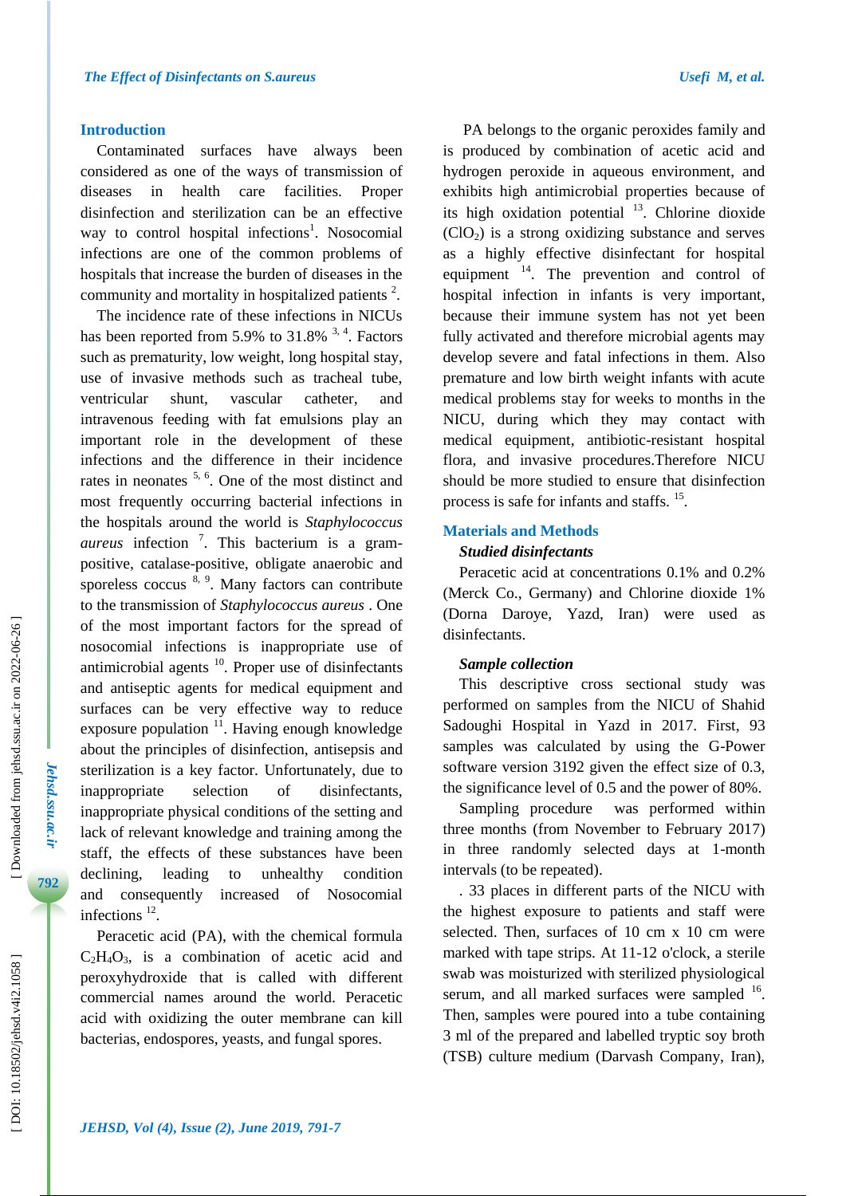## Introduction

Contaminated surfaces have always been considered as one of the ways of transmission of diseases in health care facilities. Proper disinfection and sterilization can be an effective way to control hospital infections[1]. Nosocomial infections are one of the common problems of hospitals that increase the burden of diseases in the community and mortality in hospitalized patients [2].

The incidence rate of these infections in NICUs has been reported from 5.9% to 31.8% [3, 4]. Factors such as prematurity, low weight, long hospital stay, use of invasive methods such as tracheal tube, ventricular shunt, vascular catheter, and intravenous feeding with fat emulsions play an important role in the development of these infections and the difference in their incidence rates in neonates [5, 6]. One of the most distinct and most frequently occurring bacterial infections in the hospitals around the world is *Staphylococcus aureus* infection [7]. This bacterium is a gram-positive, catalase-positive, obligate anaerobic and sporeless coccus [8, 9]. Many factors can contribute to the transmission of *Staphylococcus aureus* . One of the most important factors for the spread of nosocomial infections is inappropriate use of antimicrobial agents [10]. Proper use of disinfectants and antiseptic agents for medical equipment and surfaces can be very effective way to reduce exposure population [11]. Having enough knowledge about the principles of disinfection, antisepsis and sterilization is a key factor. Unfortunately, due to inappropriate selection of disinfectants, inappropriate physical conditions of the setting and lack of relevant knowledge and training among the staff, the effects of these substances have been declining, leading to unhealthy condition and consequently increased of Nosocomial infections [12].

Peracetic acid (PA), with the chemical formula $C_2H_4O_3$, is a combination of acetic acid and peroxyhydroxide that is called with different commercial names around the world. Peracetic acid with oxidizing the outer membrane can kill bacterias, endospores, yeasts, and fungal spores.

PA belongs to the organic peroxides family and is produced by combination of acetic acid and hydrogen peroxide in aqueous environment, and exhibits high antimicrobial properties because of its high oxidation potential [13]. Chlorine dioxide ($ClO_2$) is a strong oxidizing substance and serves as a highly effective disinfectant for hospital equipment [14]. The prevention and control of hospital infection in infants is very important, because their immune system has not yet been fully activated and therefore microbial agents may develop severe and fatal infections in them. Also premature and low birth weight infants with acute medical problems stay for weeks to months in the NICU, during which they may contact with medical equipment, antibiotic-resistant hospital flora, and invasive procedures.Therefore NICU should be more studied to ensure that disinfection process is safe for infants and staffs. [15].

## Materials and Methods

### *Studied disinfectants*

Peracetic acid at concentrations 0.1% and 0.2% (Merck Co., Germany) and Chlorine dioxide 1% (Dorna Daroye, Yazd, Iran) were used as disinfectants.

### *Sample collection*

This descriptive cross sectional study was performed on samples from the NICU of Shahid Sadoughi Hospital in Yazd in 2017. First, 93 samples was calculated by using the G-Power software version 3192 given the effect size of 0.3, the significance level of 0.5 and the power of 80%.

Sampling procedure was performed within three months (from November to February 2017) in three randomly selected days at 1-month intervals (to be repeated).

. 33 places in different parts of the NICU with the highest exposure to patients and staff were selected. Then, surfaces of 10 cm x 10 cm were marked with tape strips. At 11-12 o'clock, a sterile swab was moisturized with sterilized physiological serum, and all marked surfaces were sampled [16]. Then, samples were poured into a tube containing 3 ml of the prepared and labelled tryptic soy broth (TSB) culture medium (Darvash Company, Iran),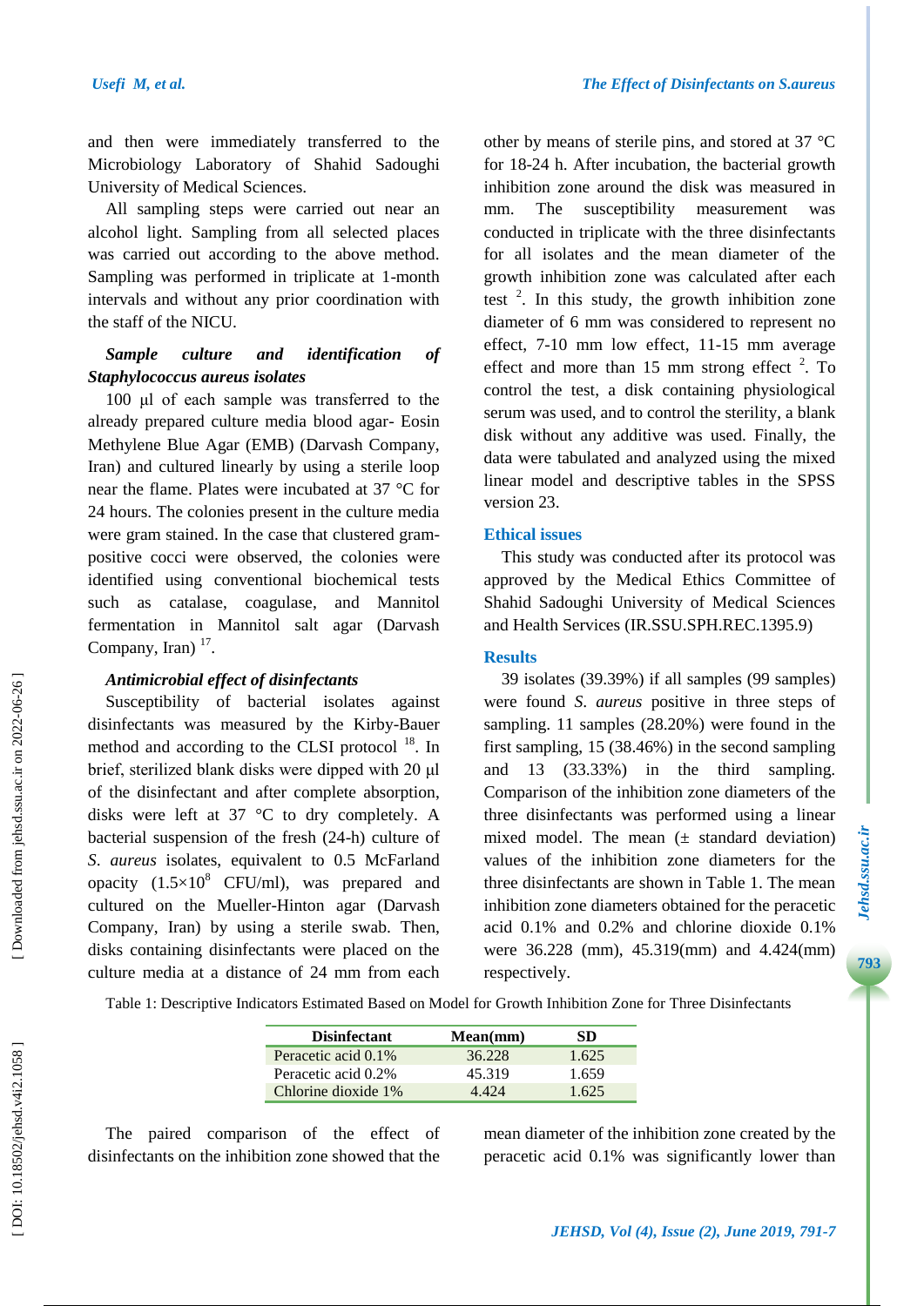and then were immediately transferred to the Microbiology Laboratory of Shahid Sadoughi University of Medical Sciences.

All sampling steps were carried out near an alcohol light. Sampling from all selected places was carried out according to the above method. Sampling was performed in triplicate at 1-month intervals and without any prior coordination with the staff of the NICU.

### *Sample culture and identification of Staphylococcus aureus isolates*

100 μl of each sample was transferred to the already prepared culture media blood agar- Eosin Methylene Blue Agar (EMB) (Darvash Company, Iran) and cultured linearly by using a sterile loop near the flame. Plates were incubated at 37 °C for 24 hours. The colonies present in the culture media were gram stained. In the case that clustered gram-positive cocci were observed, the colonies were identified using conventional biochemical tests such as catalase, coagulase, and Mannitol fermentation in Mannitol salt agar (Darvash Company, Iran) [17].

### *Antimicrobial effect of disinfectants*

Susceptibility of bacterial isolates against disinfectants was measured by the Kirby-Bauer method and according to the CLSI protocol [18]. In brief, sterilized blank disks were dipped with 20 μl of the disinfectant and after complete absorption, disks were left at 37 °C to dry completely. A bacterial suspension of the fresh (24-h) culture of *S. aureus* isolates, equivalent to 0.5 McFarland opacity ($1.5\times10^{8}$ CFU/ml), was prepared and cultured on the Mueller-Hinton agar (Darvash Company, Iran) by using a sterile swab. Then, disks containing disinfectants were placed on the culture media at a distance of 24 mm from each other by means of sterile pins, and stored at 37 °C for 18-24 h. After incubation, the bacterial growth inhibition zone around the disk was measured in mm. The susceptibility measurement was conducted in triplicate with the three disinfectants for all isolates and the mean diameter of the growth inhibition zone was calculated after each test [2]. In this study, the growth inhibition zone diameter of 6 mm was considered to represent no effect, 7-10 mm low effect, 11-15 mm average effect and more than 15 mm strong effect [2]. To control the test, a disk containing physiological serum was used, and to control the sterility, a blank disk without any additive was used. Finally, the data were tabulated and analyzed using the mixed linear model and descriptive tables in the SPSS version 23.

## Ethical issues

This study was conducted after its protocol was approved by the Medical Ethics Committee of Shahid Sadoughi University of Medical Sciences and Health Services (IR.SSU.SPH.REC.1395.9)

## Results

39 isolates (39.39%) if all samples (99 samples) were found *S. aureus* positive in three steps of sampling. 11 samples (28.20%) were found in the first sampling, 15 (38.46%) in the second sampling and 13 (33.33%) in the third sampling. Comparison of the inhibition zone diameters of the three disinfectants was performed using a linear mixed model. The mean (± standard deviation) values of the inhibition zone diameters for the three disinfectants are shown in Table 1. The mean inhibition zone diameters obtained for the peracetic acid 0.1% and 0.2% and chlorine dioxide 0.1% were 36.228 (mm), 45.319(mm) and 4.424(mm) respectively.

Table 1: Descriptive Indicators Estimated Based on Model for Growth Inhibition Zone for Three Disinfectants

| Disinfectant | Mean(mm) | SD |
|---|---|---|
| Peracetic acid 0.1% | 36.228 | 1.625 |
| Peracetic acid 0.2% | 45.319 | 1.659 |
| Chlorine dioxide 1% | 4.424 | 1.625 |

The paired comparison of the effect of disinfectants on the inhibition zone showed that the mean diameter of the inhibition zone created by the peracetic acid 0.1% was significantly lower than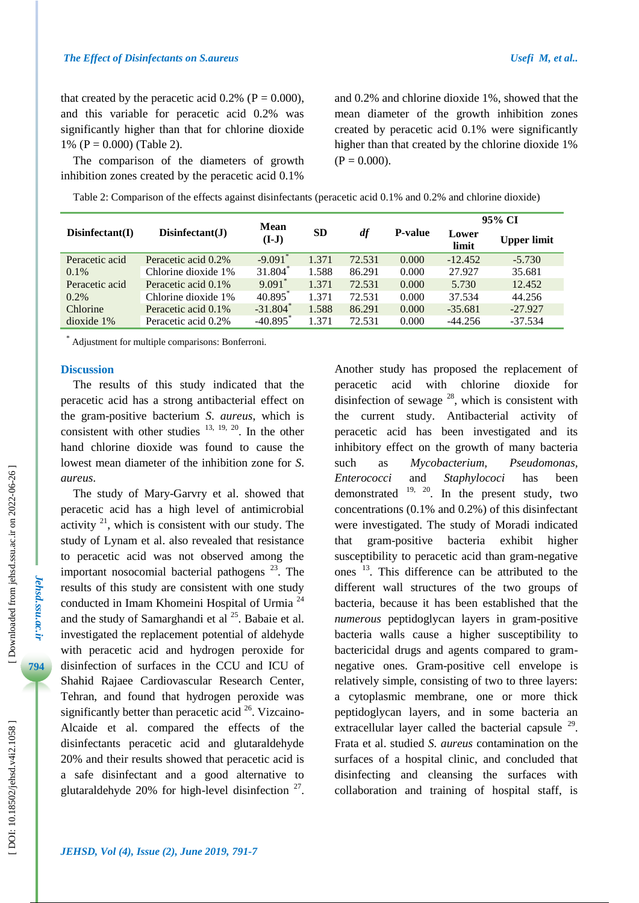that created by the peracetic acid 0.2% (P = 0.000), and this variable for peracetic acid 0.2% was significantly higher than that for chlorine dioxide 1% (P = 0.000) (Table 2).

The comparison of the diameters of growth inhibition zones created by the peracetic acid 0.1% and 0.2% and chlorine dioxide 1%, showed that the mean diameter of the growth inhibition zones created by peracetic acid 0.1% were significantly higher than that created by the chlorine dioxide 1% (P = 0.000).

Table 2: Comparison of the effects against disinfectants (peracetic acid 0.1% and 0.2% and chlorine dioxide)

| Disinfectant(I) | Disinfectant(J) | Mean (I-J) | SD | *df* | P-value | 95% CI | |
|---|---|---|---|---|---|---|---|
| | | | | | | Lower limit | Upper limit |
| Peracetic acid 0.1% | Peracetic acid 0.2% | -9.091* | 1.371 | 72.531 | 0.000 | -12.452 | -5.730 |
| | Chlorine dioxide 1% | 31.804* | 1.588 | 86.291 | 0.000 | 27.927 | 35.681 |
| Peracetic acid 0.2% | Peracetic acid 0.1% | 9.091* | 1.371 | 72.531 | 0.000 | 5.730 | 12.452 |
| | Chlorine dioxide 1% | 40.895* | 1.371 | 72.531 | 0.000 | 37.534 | 44.256 |
| Chlorine dioxide 1% | Peracetic acid 0.1% | -31.804* | 1.588 | 86.291 | 0.000 | -35.681 | -27.927 |
| | Peracetic acid 0.2% | -40.895* | 1.371 | 72.531 | 0.000 | -44.256 | -37.534 |

* Adjustment for multiple comparisons: Bonferroni.

## Discussion

The results of this study indicated that the peracetic acid has a strong antibacterial effect on the gram-positive bacterium *S. aureus*, which is consistent with other studies [13, 19, 20]. In the other hand chlorine dioxide was found to cause the lowest mean diameter of the inhibition zone for *S. aureus*.

The study of Mary-Garvry et al. showed that peracetic acid has a high level of antimicrobial activity [21], which is consistent with our study. The study of Lynam et al. also revealed that resistance to peracetic acid was not observed among the important nosocomial bacterial pathogens [23]. The results of this study are consistent with one study conducted in Imam Khomeini Hospital of Urmia [24] and the study of Samarghandi et al [25]. Babaie et al. investigated the replacement potential of aldehyde with peracetic acid and hydrogen peroxide for disinfection of surfaces in the CCU and ICU of Shahid Rajaee Cardiovascular Research Center, Tehran, and found that hydrogen peroxide was significantly better than peracetic acid [26]. Vizcaino-Alcaide et al. compared the effects of the disinfectants peracetic acid and glutaraldehyde 20% and their results showed that peracetic acid is a safe disinfectant and a good alternative to glutaraldehyde 20% for high-level disinfection [27].

Another study has proposed the replacement of peracetic acid with chlorine dioxide for disinfection of sewage [28], which is consistent with the current study. Antibacterial activity of peracetic acid has been investigated and its inhibitory effect on the growth of many bacteria such as *Mycobacterium, Pseudomonas, Enterococci* and *Staphylococi* has been demonstrated [19, 20]. In the present study, two concentrations (0.1% and 0.2%) of this disinfectant were investigated. The study of Moradi indicated that gram-positive bacteria exhibit higher susceptibility to peracetic acid than gram-negative ones [13]. This difference can be attributed to the different wall structures of the two groups of bacteria, because it has been established that the *numerous* peptidoglycan layers in gram-positive bacteria walls cause a higher susceptibility to bactericidal drugs and agents compared to gram-negative ones. Gram-positive cell envelope is relatively simple, consisting of two to three layers: a cytoplasmic membrane, one or more thick peptidoglycan layers, and in some bacteria an extracellular layer called the bacterial capsule [29]. Frata et al. studied *S. aureus* contamination on the surfaces of a hospital clinic, and concluded that disinfecting and cleansing the surfaces with collaboration and training of hospital staff, is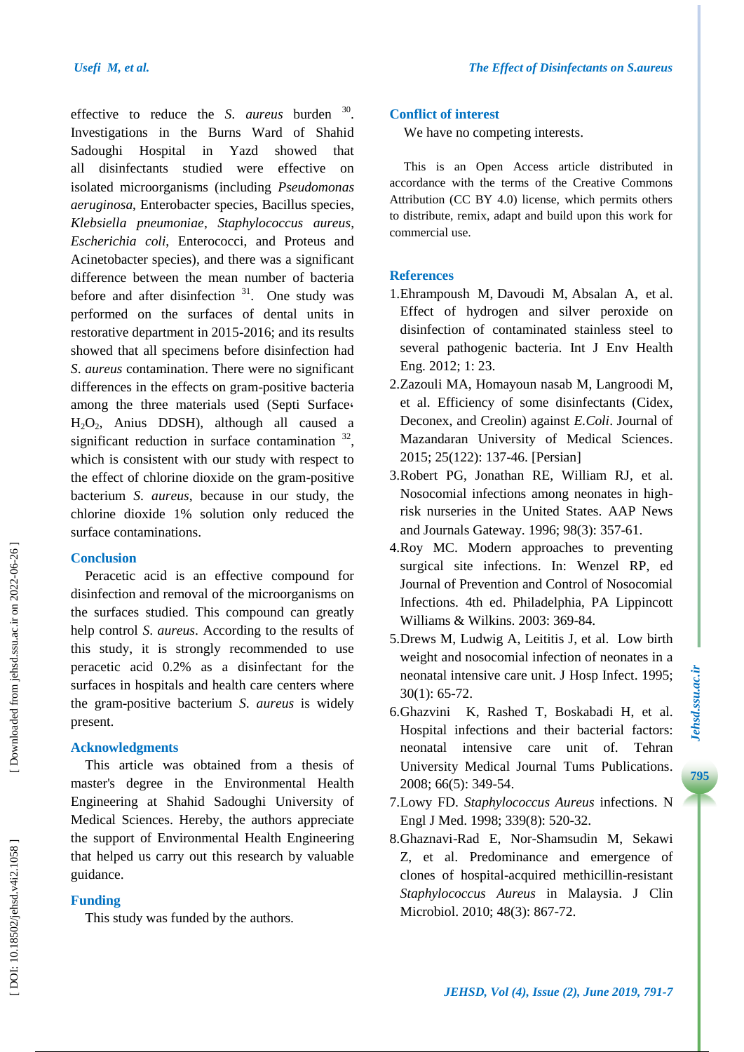effective to reduce the *S. aureus* burden [30]. Investigations in the Burns Ward of Shahid Sadoughi Hospital in Yazd showed that all disinfectants studied were effective on isolated microorganisms (including *Pseudomonas aeruginosa*, Enterobacter species, Bacillus species, *Klebsiella pneumoniae*, *Staphylococcus aureus*, *Escherichia coli*, Enterococci, and Proteus and Acinetobacter species), and there was a significant difference between the mean number of bacteria before and after disinfection [31]. One study was performed on the surfaces of dental units in restorative department in 2015-2016; and its results showed that all specimens before disinfection had *S. aureus* contamination. There were no significant differences in the effects on gram-positive bacteria among the three materials used (Septi Surface، $H_2O_2$, Anius DDSH), although all caused a significant reduction in surface contamination [32], which is consistent with our study with respect to the effect of chlorine dioxide on the gram-positive bacterium *S. aureus*, because in our study, the chlorine dioxide 1% solution only reduced the surface contaminations.

## Conclusion

Peracetic acid is an effective compound for disinfection and removal of the microorganisms on the surfaces studied. This compound can greatly help control *S. aureus*. According to the results of this study, it is strongly recommended to use peracetic acid 0.2% as a disinfectant for the surfaces in hospitals and health care centers where the gram-positive bacterium *S. aureus* is widely present.

## Acknowledgments

This article was obtained from a thesis of master's degree in the Environmental Health Engineering at Shahid Sadoughi University of Medical Sciences. Hereby, the authors appreciate the support of Environmental Health Engineering that helped us carry out this research by valuable guidance.

## Funding

This study was funded by the authors.

## Conflict of interest

We have no competing interests.

This is an Open Access article distributed in accordance with the terms of the Creative Commons Attribution (CC BY 4.0) license, which permits others to distribute, remix, adapt and build upon this work for commercial use.

## References

1. Ehrampoush M, Davoudi M, Absalan A, et al. Effect of hydrogen and silver peroxide on disinfection of contaminated stainless steel to several pathogenic bacteria. Int J Env Health Eng. 2012; 1: 23.
2. Zazouli MA, Homayoun nasab M, Langroodi M, et al. Efficiency of some disinfectants (Cidex, Deconex, and Creolin) against *E.Coli*. Journal of Mazandaran University of Medical Sciences. 2015; 25(122): 137-46. [Persian]
3. Robert PG, Jonathan RE, William RJ, et al. Nosocomial infections among neonates in high-risk nurseries in the United States. AAP News and Journals Gateway. 1996; 98(3): 357-61.
4. Roy MC. Modern approaches to preventing surgical site infections. In: Wenzel RP, ed Journal of Prevention and Control of Nosocomial Infections. 4th ed. Philadelphia, PA Lippincott Williams & Wilkins. 2003: 369-84.
5. Drews M, Ludwig A, Leititis J, et al. Low birth weight and nosocomial infection of neonates in a neonatal intensive care unit. J Hosp Infect. 1995; 30(1): 65-72.
6. Ghazvini K, Rashed T, Boskabadi H, et al. Hospital infections and their bacterial factors: neonatal intensive care unit of. Tehran University Medical Journal Tums Publications. 2008; 66(5): 349-54.
7. Lowy FD. *Staphylococcus Aureus* infections. N Engl J Med. 1998; 339(8): 520-32.
8. Ghaznavi-Rad E, Nor-Shamsudin M, Sekawi Z, et al. Predominance and emergence of clones of hospital-acquired methicillin-resistant *Staphylococcus Aureus* in Malaysia. J Clin Microbiol. 2010; 48(3): 867-72.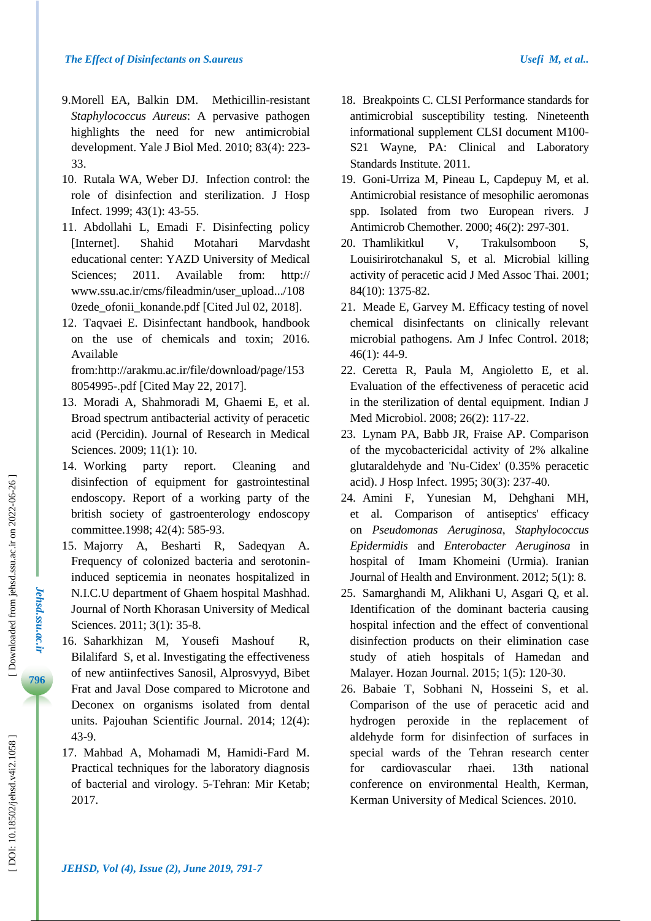9. Morell EA, Balkin DM. Methicillin-resistant *Staphylococcus Aureus*: A pervasive pathogen highlights the need for new antimicrobial development. Yale J Biol Med. 2010; 83(4): 223-33.
10. Rutala WA, Weber DJ. Infection control: the role of disinfection and sterilization. J Hosp Infect. 1999; 43(1): 43-55.
11. Abdollahi L, Emadi F. Disinfecting policy [Internet]. Shahid Motahari Marvdasht educational center: YAZD University of Medical Sciences; 2011. Available from: http://www.ssu.ac.ir/cms/fileadmin/user_upload.../1080zede_ofonii_konande.pdf [Cited Jul 02, 2018].
12. Taqvaei E. Disinfectant handbook, handbook on the use of chemicals and toxin; 2016. Available from:http://arakmu.ac.ir/file/download/page/1538054995-.pdf [Cited May 22, 2017].
13. Moradi A, Shahmoradi M, Ghaemi E, et al. Broad spectrum antibacterial activity of peracetic acid (Percidin). Journal of Research in Medical Sciences. 2009; 11(1): 10.
14. Working party report. Cleaning and disinfection of equipment for gastrointestinal endoscopy. Report of a working party of the british society of gastroenterology endoscopy committee.1998; 42(4): 585-93.
15. Majorry A, Besharti R, Sadeqyan A. Frequency of colonized bacteria and serotonin-induced septicemia in neonates hospitalized in N.I.C.U department of Ghaem hospital Mashhad. Journal of North Khorasan University of Medical Sciences. 2011; 3(1): 35-8.
16. Saharkhizan M, Yousefi Mashouf R, Bilalifard S, et al. Investigating the effectiveness of new antiinfectives Sanosil, Alprosvyyd, Bibet Frat and Javal Dose compared to Microtone and Deconex on organisms isolated from dental units. Pajouhan Scientific Journal. 2014; 12(4): 43-9.
17. Mahbad A, Mohamadi M, Hamidi-Fard M. Practical techniques for the laboratory diagnosis of bacterial and virology. 5-Tehran: Mir Ketab; 2017.
18. Breakpoints C. CLSI Performance standards for antimicrobial susceptibility testing. Nineteenth informational supplement CLSI document M100-S21 Wayne, PA: Clinical and Laboratory Standards Institute. 2011.
19. Goni-Urriza M, Pineau L, Capdepuy M, et al. Antimicrobial resistance of mesophilic aeromonas spp. Isolated from two European rivers. J Antimicrob Chemother. 2000; 46(2): 297-301.
20. Thamlikitkul V, Trakulsomboon S, Louisirirotchanakul S, et al. Microbial killing activity of peracetic acid J Med Assoc Thai. 2001; 84(10): 1375-82.
21. Meade E, Garvey M. Efficacy testing of novel chemical disinfectants on clinically relevant microbial pathogens. Am J Infec Control. 2018; 46(1): 44-9.
22. Ceretta R, Paula M, Angioletto E, et al. Evaluation of the effectiveness of peracetic acid in the sterilization of dental equipment. Indian J Med Microbiol. 2008; 26(2): 117-22.
23. Lynam PA, Babb JR, Fraise AP. Comparison of the mycobactericidal activity of 2% alkaline glutaraldehyde and 'Nu-Cidex' (0.35% peracetic acid). J Hosp Infect. 1995; 30(3): 237-40.
24. Amini F, Yunesian M, Dehghani MH, et al. Comparison of antiseptics' efficacy on *Pseudomonas Aeruginosa*, *Staphylococcus Epidermidis* and *Enterobacter Aeruginosa* in hospital of Imam Khomeini (Urmia). Iranian Journal of Health and Environment. 2012; 5(1): 8.
25. Samarghandi M, Alikhani U, Asgari Q, et al. Identification of the dominant bacteria causing hospital infection and the effect of conventional disinfection products on their elimination case study of atieh hospitals of Hamedan and Malayer. Hozan Journal. 2015; 1(5): 120-30.
26. Babaie T, Sobhani N, Hosseini S, et al. Comparison of the use of peracetic acid and hydrogen peroxide in the replacement of aldehyde form for disinfection of surfaces in special wards of the Tehran research center for cardiovascular rhaei. 13th national conference on environmental Health, Kerman, Kerman University of Medical Sciences. 2010.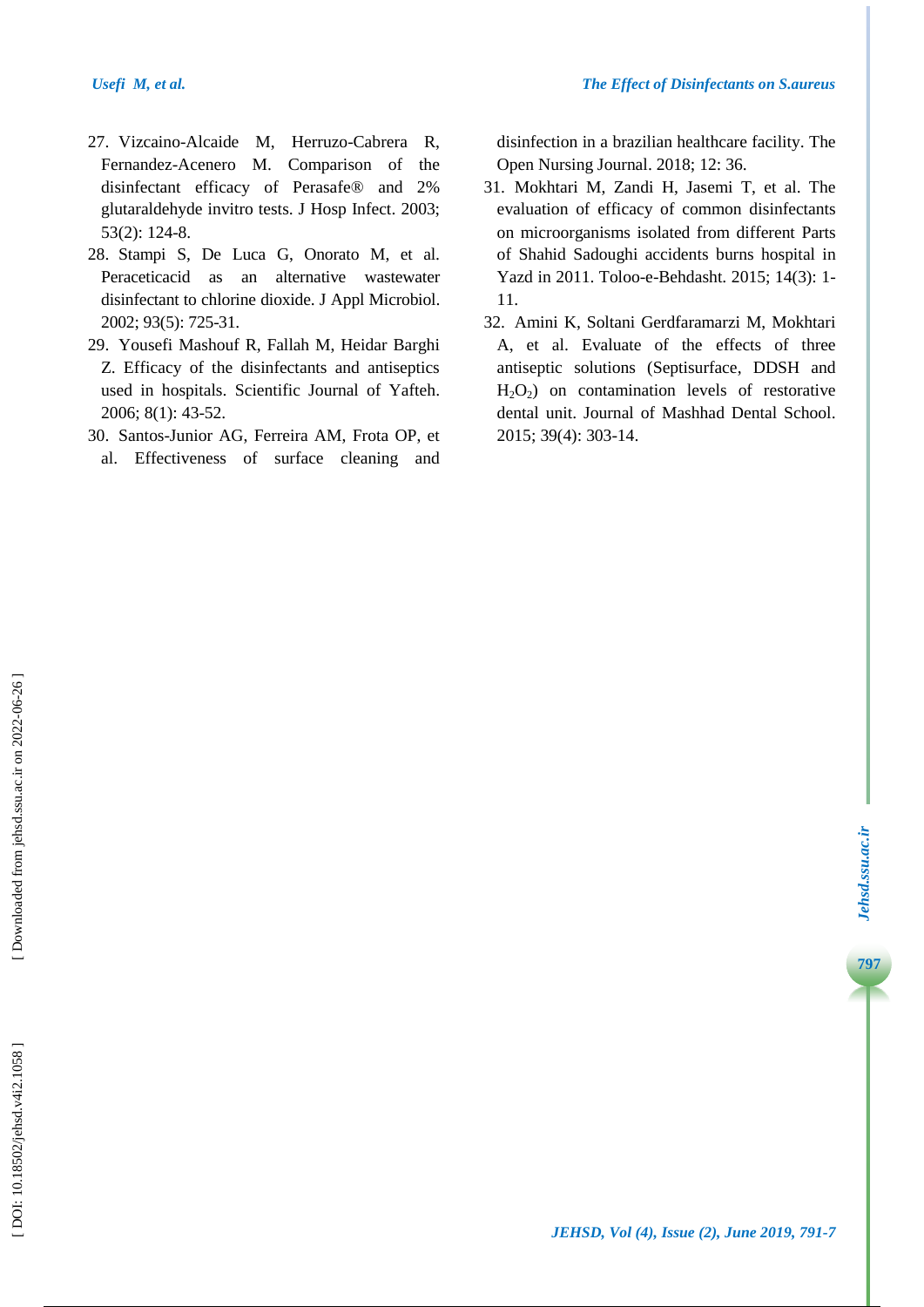27. Vizcaino-Alcaide M, Herruzo-Cabrera R, Fernandez-Acenero M. Comparison of the disinfectant efficacy of Perasafe® and 2% glutaraldehyde invitro tests. J Hosp Infect. 2003; 53(2): 124-8.
28. Stampi S, De Luca G, Onorato M, et al. Peraceticacid as an alternative wastewater disinfectant to chlorine dioxide. J Appl Microbiol. 2002; 93(5): 725-31.
29. Yousefi Mashouf R, Fallah M, Heidar Barghi Z. Efficacy of the disinfectants and antiseptics used in hospitals. Scientific Journal of Yafteh. 2006; 8(1): 43-52.
30. Santos-Junior AG, Ferreira AM, Frota OP, et al. Effectiveness of surface cleaning and disinfection in a brazilian healthcare facility. The Open Nursing Journal. 2018; 12: 36.
31. Mokhtari M, Zandi H, Jasemi T, et al. The evaluation of efficacy of common disinfectants on microorganisms isolated from different Parts of Shahid Sadoughi accidents burns hospital in Yazd in 2011. Toloo-e-Behdasht. 2015; 14(3): 1-11.
32. Amini K, Soltani Gerdfaramarzi M, Mokhtari A, et al. Evaluate of the effects of three antiseptic solutions (Septisurface, DDSH and $H_2O_2$) on contamination levels of restorative dental unit. Journal of Mashhad Dental School. 2015; 39(4): 303-14.